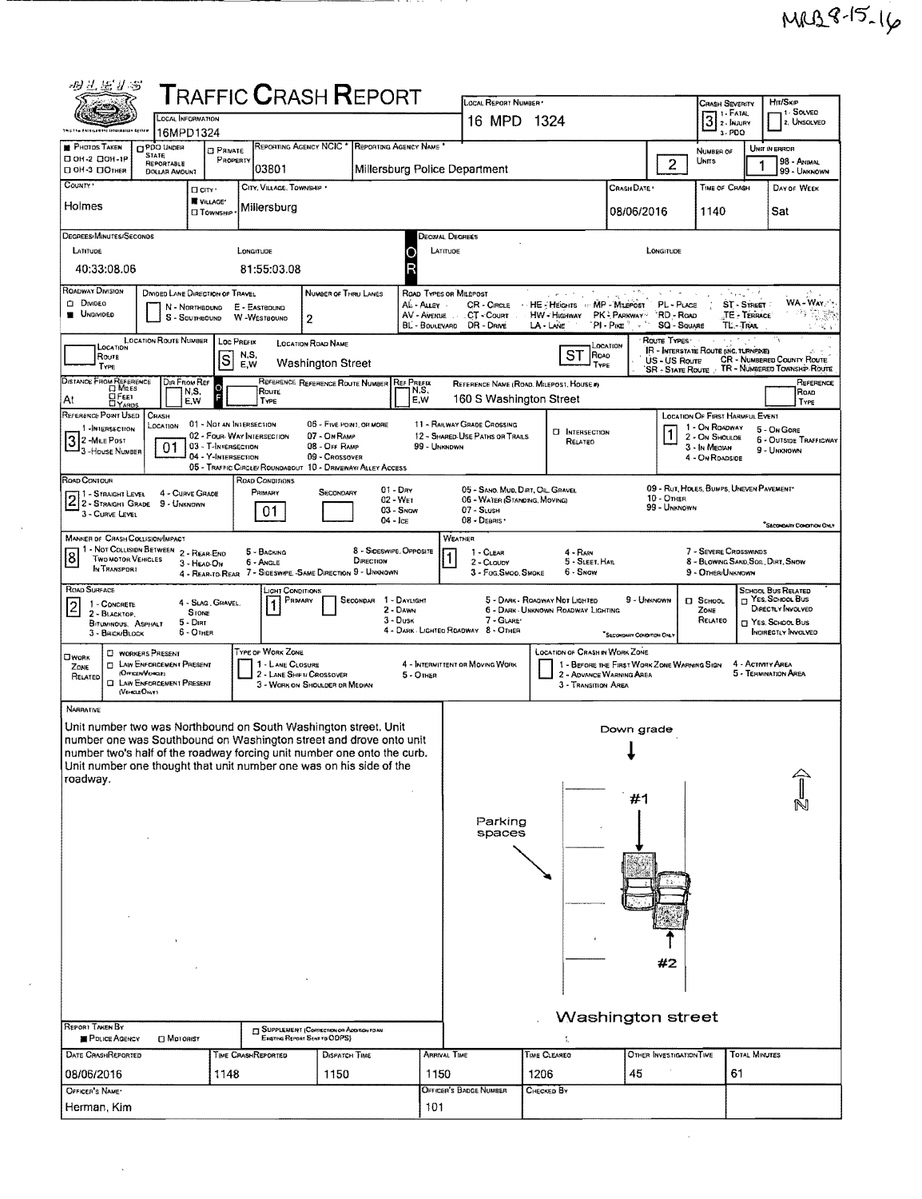MRB 8-15-16

# TRAFFIC CRASH REPORT

LOCAL INFORMATION: 16MPD1324

LOCAL REPORT NUMBER: 16 MPD 1324

CRASH SEVERITY: 3 (1 - FATAL, 2 - INJURY, 3 - PDO)

HIT/SKIP: 1 - SOLVED, 2 - UNSOLVED

| Field | Value |
|---|---|
| PHOTOS TAKEN | ■ OH-2 |
| REPORTING AGENCY NCIC | 03801 |
| REPORTING AGENCY NAME | Millersburg Police Department |
| NUMBER OF UNITS | 2 |
| UNIT IN ERROR | 1 |
| COUNTY | Holmes |
| CITY, VILLAGE, TOWNSHIP | ■ VILLAGE — Millersburg |
| CRASH DATE | 08/06/2016 |
| TIME OF CRASH | 1140 |
| DAY OF WEEK | Sat |
| LATITUDE (Degrees/Minutes/Seconds) | 40:33:08.06 |
| LONGITUDE (Degrees/Minutes/Seconds) | 81:55:03.08 |
| ROADWAY DIVISION | ■ UNDIVIDED |
| NUMBER OF THRU LANES | 2 |
| LOC PREFIX | S |
| LOCATION ROAD NAME | Washington Street |
| LOCATION ROAD TYPE | ST |
| REFERENCE NAME (ROAD, MILEPOST, HOUSE #) | 160 S Washington Street |
| REFERENCE POINT USED | 3 - HOUSE NUMBER |
| CRASH LOCATION | 01 - NOT AN INTERSECTION |
| LOCATION OF FIRST HARMFUL EVENT | 1 - ON ROADWAY |
| ROAD CONTOUR | 2 - STRAIGHT GRADE |
| ROAD CONDITIONS (PRIMARY) | 01 - DRY |
| MANNER OF CRASH COLLISION/IMPACT | 8 - SIDESWIPE, OPPOSITE DIRECTION |
| WEATHER | 1 - CLEAR |
| ROAD SURFACE | 2 - BLACKTOP, BITUMINOUS, ASPHALT |
| LIGHT CONDITIONS (PRIMARY) | 1 - DAYLIGHT |

## NARRATIVE

Unit number two was Northbound on South Washington street. Unit number one was Southbound on Washington street and drove onto unit number two's half of the roadway forcing unit number one onto the curb. Unit number one thought that unit number one was on his side of the roadway.

Diagram labels: Down grade; #1; #2; Parking spaces; Washington street; N

| Field | Value |
|---|---|
| REPORT TAKEN BY | ■ POLICE AGENCY |
| DATE CRASH REPORTED | 08/06/2016 |
| TIME CRASH REPORTED | 1148 |
| DISPATCH TIME | 1150 |
| ARRIVAL TIME | 1150 |
| TIME CLEARED | 1206 |
| OTHER INVESTIGATION TIME | 45 |
| TOTAL MINUTES | 61 |
| OFFICER'S NAME | Herman, Kim |
| OFFICER'S BADGE NUMBER | 101 |
| CHECKED BY | |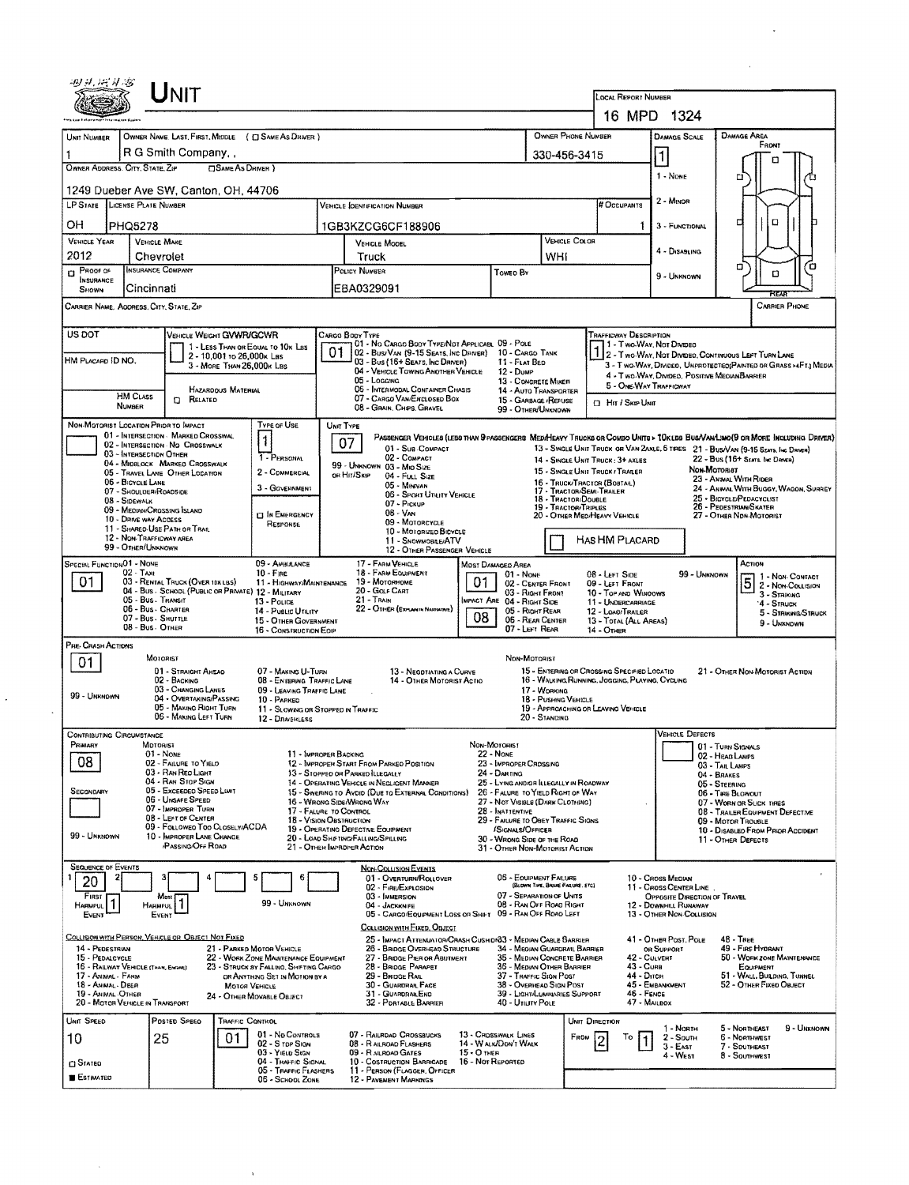# UNIT

**LOCAL REPORT NUMBER:** 16 MPD 1324

| UNIT NUMBER | OWNER NAME: LAST, FIRST, MIDDLE ( ☐ SAME AS DRIVER ) | OWNER PHONE NUMBER | DAMAGE SCALE | DAMAGE AREA |
|---|---|---|---|---|
| 1 | R G Smith Company, , | 330-456-3415 | 1 | |

**OWNER ADDRESS: CITY, STATE, ZIP** ( ☐ SAME AS DRIVER ): 1249 Dueber Ave SW, Canton, OH, 44706

| LP STATE | LICENSE PLATE NUMBER | VEHICLE IDENTIFICATION NUMBER | # OCCUPANTS |
|---|---|---|---|
| OH | PHQ5278 | 1GB3KZCG6CF188906 | 1 |

| VEHICLE YEAR | VEHICLE MAKE | VEHICLE MODEL | VEHICLE COLOR |
|---|---|---|---|
| 2012 | Chevrolet | Truck | WHI |

| PROOF OF INSURANCE SHOWN | INSURANCE COMPANY | POLICY NUMBER | TOWED BY |
|---|---|---|---|
| ☐ | Cincinnati | EBA0329091 | |

Damage Scale: 1 - None; 2 - Minor; 3 - Functional; 4 - Disabling; 9 - Unknown

CARRIER NAME, ADDRESS, CITY, STATE, ZIP | CARRIER PHONE

US DOT | HM PLACARD ID NO. | HM CLASS NUMBER | ☐ RELATED (Hazardous Material)

VEHICLE WEIGHT GVWR/GCWR: 1 - Less Than or Equal to 10k Lbs; 2 - 10,001 to 26,000k Lbs; 3 - More Than 26,000k Lbs

CARGO BODY TYPE: **01** — 01 - No Cargo Body Type/Not Applicable; 02 - Bus/Van (9-15 Seats, Inc Driver); 03 - Bus (16+ Seats, Inc Driver); 04 - Vehicle Towing Another Vehicle; 05 - Logging; 06 - Intermodal Container Chassis; 07 - Cargo Van/Enclosed Box; 08 - Grain, Chips, Gravel; 09 - Pole; 10 - Cargo Tank; 11 - Flat Bed; 12 - Dump; 13 - Concrete Mixer; 14 - Auto Transporter; 15 - Garbage/Refuse; 99 - Other/Unknown

TRAFFICWAY DESCRIPTION: **1** — 1 - Two-Way, Not Divided; 2 - Two-Way, Not Divided, Continuous Left Turn Lane; 3 - Two-Way, Divided, Unprotected (Painted or Grass >4Ft.) Media; 4 - Two-Way, Divided, Positive Median Barrier; 5 - One-Way Trafficway; ☐ Hit / Skip Unit

NON-MOTORIST LOCATION PRIOR TO IMPACT: 01 - Intersection - Marked Crosswalk; 02 - Intersection - No Crosswalk; 03 - Intersection Other; 04 - Midblock - Marked Crosswalk; 05 - Travel Lane - Other Location; 06 - Bicycle Lane; 07 - Shoulder/Roadside; 08 - Sidewalk; 09 - Median/Crossing Island; 10 - Drive Way Access; 11 - Shared-Use Path or Trail; 12 - Non-Trafficway Area; 99 - Other/Unknown

TYPE OF USE: **1** — 1 - Personal; 2 - Commercial; 3 - Government; ☐ In Emergency Response

UNIT TYPE: **07** — Passenger Vehicles (less than 9 passengers): 01 - Sub-Compact; 02 - Compact; 99 - Unknown 03 - Mid Size or Hit/Skip; 04 - Full Size; 05 - Minivan; 06 - Sport Utility Vehicle; 07 - Pickup; 08 - Van; 09 - Motorcycle; 10 - Motorized Bicycle; 11 - Snowmobile/ATV; 12 - Other Passenger Vehicle. Med/Heavy Trucks or Combo Units > 10k lbs Bus/Van/Limo (9 or More Including Driver): 13 - Single Unit Truck or Van 2axle, 6 Tires; 14 - Single Unit Truck: 3+ Axles; 15 - Single Unit Truck / Trailer; 16 - Truck/Tractor (Bobtail); 17 - Tractor/Semi-Trailer; 18 - Tractor/Double; 19 - Tractor/Triples; 20 - Other Med/Heavy Vehicle; 21 - Bus/Van (9-15 Seats, Inc Driver); 22 - Bus (16+ Seats, Inc Driver). Non-Motorist: 23 - Animal With Rider; 24 - Animal With Buggy, Wagon, Surrey; 25 - Bicycle/Pedacyclist; 26 - Pedestrian/Skater; 27 - Other Non-Motorist. ☐ Has HM Placard

SPECIAL FUNCTION: **01** — 01 - None; 02 - Taxi; 03 - Rental Truck (Over 10k lbs); 04 - Bus - School (Public or Private); 05 - Bus - Transit; 06 - Bus - Charter; 07 - Bus - Shuttle; 08 - Bus - Other; 09 - Ambulance; 10 - Fire; 11 - Highway/Maintenance; 12 - Military; 13 - Police; 14 - Public Utility; 15 - Other Government; 16 - Construction Eqip; 17 - Farm Vehicle; 18 - Farm Equipment; 19 - Motorhome; 20 - Golf Cart; 21 - Train; 22 - Other (Explain in Narrative)

MOST DAMAGED AREA: **01** — 01 - None; 02 - Center Front; 03 - Right Front; Impact Are 04 - Right Side; 05 - Right Rear; 06 - Rear Center; 07 - Left Rear; 08 - Left Side; 09 - Left Front; 10 - Top and Windows; 11 - Undercarriage; 12 - Load/Trailer; 13 - Total (All Areas); 14 - Other; 99 - Unknown

IMPACT AREA: **08**

ACTION: **5** — 1 - Non-Contact; 2 - Non-Collision; 3 - Striking; 4 - Struck; 5 - Striking/Struck; 9 - Unknown

PRE-CRASH ACTIONS: **01** — Motorist: 01 - Straight Ahead; 02 - Backing; 03 - Changing Lanes; 04 - Overtaking/Passing; 05 - Making Right Turn; 06 - Making Left Turn; 07 - Making U-Turn; 08 - Entering Traffic Lane; 09 - Leaving Traffic Lane; 10 - Parked; 11 - Slowing or Stopped in Traffic; 12 - Driverless; 13 - Negotiating a Curve; 14 - Other Motorist Actio; 99 - Unknown. Non-Motorist: 15 - Entering or Crossing Specified Locatio; 16 - Walking, Running, Jogging, Playing, Cycling; 17 - Working; 18 - Pushing Vehicle; 19 - Approaching or Leaving Vehicle; 20 - Standing; 21 - Other Non-Motorist Action

CONTRIBUTING CIRCUMSTANCE: Primary **08**; Secondary ☐; 99 - Unknown — Motorist: 01 - None; 02 - Failure to Yield; 03 - Ran Red Light; 04 - Ran Stop Sign; 05 - Exceeded Speed Limit; 06 - Unsafe Speed; 07 - Improper Turn; 08 - Left of Center; 09 - Followed Too Closely/ACDA; 10 - Improper Lane Change /Passing/Off Road; 11 - Improper Backing; 12 - Improper Start From Parked Position; 13 - Stopped or Parked Illegally; 14 - Operating Vehicle in Negligent Manner; 15 - Swering to Avoid (Due to External Conditions); 16 - Wrong Side/Wrong Way; 17 - Failure to Control; 18 - Vision Obstruction; 19 - Operating Defective Equipment; 20 - Load Shifting/Falling/Spilling; 21 - Other Improper Action. Non-Motorist: 22 - None; 23 - Improper Crossing; 24 - Darting; 25 - Lying and/or Illegally in Roadway; 26 - Failure to Yield Right of Way; 27 - Not Visible (Dark Clothing); 28 - Inattentive; 29 - Failure to Obey Traffic Signs /Signals/Officer; 30 - Wrong Side of the Road; 31 - Other Non-Motorist Action

VEHICLE DEFECTS: 01 - Turn Signals; 02 - Head Lamps; 03 - Tail Lamps; 04 - Brakes; 05 - Steering; 06 - Tire Blowout; 07 - Worn or Slick Tires; 08 - Trailer Equipment Defective; 09 - Motor Trouble; 10 - Disabled From Prior Accident; 11 - Other Defects

SEQUENCE OF EVENTS: 1: **20**; 2: ; 3: ; 4: ; 5: ; 6: ; First Harmful Event: **1**; Most Harmful Event: **1**; 99 - Unknown

Non-Collision Events: 01 - Overturn/Rollover; 02 - Fire/Explosion; 03 - Immersion; 04 - Jackknife; 05 - Cargo/Equipment Loss or Shift; 06 - Equipment Failure (Blown Tire, Brake Failure, etc); 07 - Separation of Units; 08 - Ran Off Road Right; 09 - Ran Off Road Left; 10 - Cross Median; 11 - Cross Center Line Opposite Direction of Travel; 12 - Downhill Runaway; 13 - Other Non-Collision

Collision with Person, Vehicle or Object Not Fixed: 14 - Pedestrian; 15 - Pedalcycle; 16 - Railway Vehicle (Train, Engine); 17 - Animal - Farm; 18 - Animal - Deer; 19 - Animal - Other; 20 - Motor Vehicle in Transport; 21 - Parked Motor Vehicle; 22 - Work Zone Maintenance Equipment; 23 - Struck by Falling, Shifting Cargo or Anything Set in Motion by a Motor Vehicle; 24 - Other Movable Object

Collision with Fixed, Object: 25 - Impact Attenuator/Crash Cushion; 26 - Bridge Overhead Structure; 27 - Bridge Pier or Abutment; 28 - Bridge Parapet; 29 - Bridge Rail; 30 - Guardrail Face; 31 - Guardrail End; 32 - Portable Barrier; 33 - Median Cable Barrier; 34 - Median Guardrail Barrier; 35 - Median Concrete Barrier; 36 - Median Other Barrier; 37 - Traffic Sign Post; 38 - Overhead Sign Post; 39 - Light/Luminaries Support; 40 - Utility Pole; 41 - Other Post, Pole or Support; 42 - Culvert; 43 - Curb; 44 - Ditch; 45 - Embankment; 46 - Fence; 47 - Mailbox; 48 - Tree; 49 - Fire Hydrant; 50 - Work Zone Maintenance Equipment; 51 - Wall, Building, Tunnel; 52 - Other Fixed Object

| UNIT SPEED | POSTED SPEED | TRAFFIC CONTROL | UNIT DIRECTION |
|---|---|---|---|
| 10 | 25 | 01 | From 2 To 1 |

☐ Stated; ■ Estimated

Traffic Control: 01 - No Controls; 02 - Stop Sign; 03 - Yield Sign; 04 - Traffic Signal; 05 - Traffic Flashers; 06 - School Zone; 07 - Railroad Crossbucks; 08 - Railroad Flashers; 09 - Railroad Gates; 10 - Costruction Barricade; 11 - Person (Flagger, Officer; 12 - Pavement Markings; 13 - Crosswalk Lines; 14 - Walk/Don't Walk; 15 - Other; 16 - Not Reported

Unit Direction: 1 - North; 2 - South; 3 - East; 4 - West; 5 - Northeast; 6 - Northwest; 7 - Southeast; 8 - Southwest; 9 - Unknown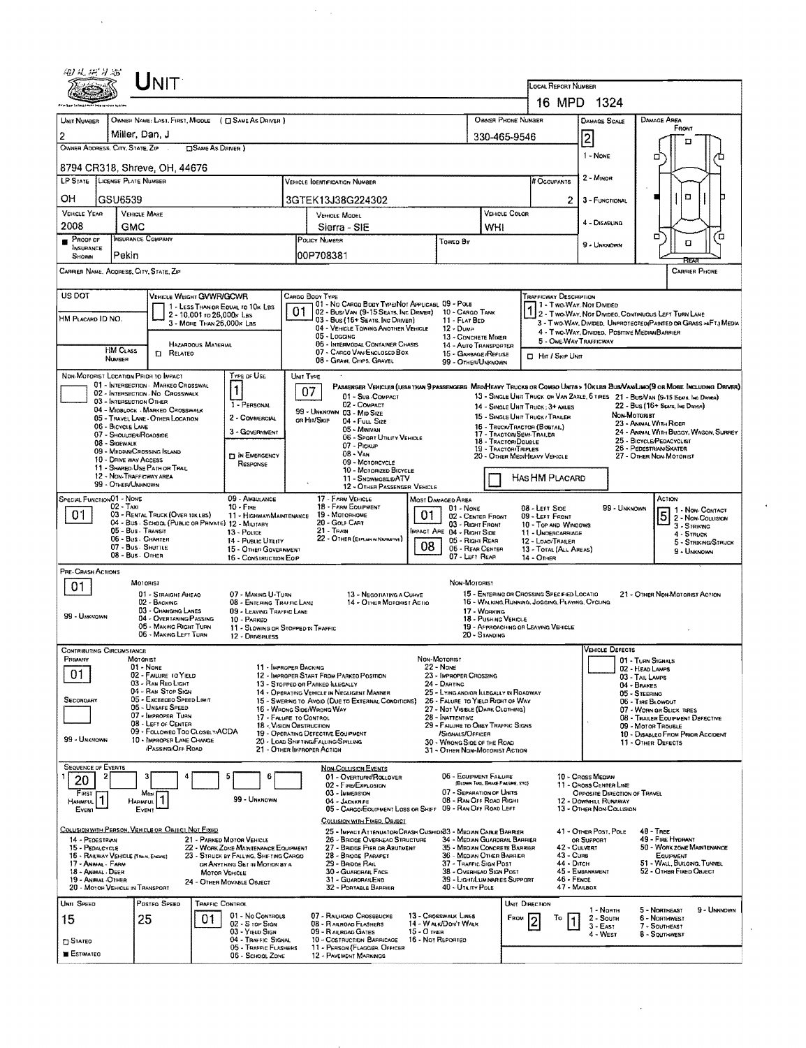# UNIT

LOCAL REPORT NUMBER: 16 MPD 1324

| UNIT NUMBER | OWNER NAME: LAST, FIRST, MIDDLE ( ☐ SAME AS DRIVER ) | OWNER PHONE NUMBER | DAMAGE SCALE | DAMAGE AREA |
|---|---|---|---|---|
| 2 | Miller, Dan, J | 330-465-9546 | 2 | FRONT |

OWNER ADDRESS: CITY, STATE, ZIP ☐ SAME AS DRIVER )

8794 CR318, Shreve, OH, 44676

DAMAGE SCALE: 1 - NONE, 2 - MINOR, 3 - FUNCTIONAL, 4 - DISABLING, 9 - UNKNOWN

| LP STATE | LICENSE PLATE NUMBER | VEHICLE IDENTIFICATION NUMBER | # OCCUPANTS |
|---|---|---|---|
| OH | GSU6539 | 3GTEK13J38G224302 | 2 |

| VEHICLE YEAR | VEHICLE MAKE | VEHICLE MODEL | VEHICLE COLOR |
|---|---|---|---|
| 2008 | GMC | Sierra - SIE | WHI |

| ■ PROOF OF INSURANCE SHOWN | INSURANCE COMPANY | POLICY NUMBER | TOWED BY |
|---|---|---|---|
| | Pekin | 00P708381 | |

CARRIER NAME, ADDRESS, CITY, STATE, ZIP — CARRIER PHONE

US DOT

VEHICLE WEIGHT GVWR/GCWR: 1 - LESS THAN OR EQUAL TO 10K LBS; 2 - 10,001 TO 26,000K LBS; 3 - MORE THAN 26,000K LBS

HM PLACARD ID NO.

HM CLASS NUMBER ☐ RELATED — HAZARDOUS MATERIAL

CARGO BODY TYPE: 01
01 - NO CARGO BODY TYPE/NOT APPLICABLE; 02 - BUS/VAN (9-15 SEATS, INC DRIVER); 03 - BUS (16+ SEATS, INC DRIVER); 04 - VEHICLE TOWING ANOTHER VEHICLE; 05 - LOGGING; 06 - INTERMODAL CONTAINER CHASIS; 07 - CARGO VAN/ENCLOSED BOX; 08 - GRAIN, CHIPS, GRAVEL; 09 - POLE; 10 - CARGO TANK; 11 - FLAT BED; 12 - DUMP; 13 - CONCRETE MIXER; 14 - AUTO TRANSPORTER; 15 - GARBAGE/REFUSE; 99 - OTHER/UNKNOWN

TRAFFICWAY DESCRIPTION: 1
1 - TWO-WAY, NOT DIVIDED; 2 - TWO-WAY, NOT DIVIDED, CONTINUOUS LEFT TURN LANE; 3 - TWO-WAY, DIVIDED, UNPROTECTED (PAINTED OR GRASS >4FT.) MEDIA; 4 - TWO-WAY, DIVIDED, POSITIVE MEDIAN BARRIER; 5 - ONE-WAY TRAFFICWAY
☐ HIT / SKIP UNIT

NON-MOTORIST LOCATION PRIOR TO IMPACT: 01 - INTERSECTION - MARKED CROSSWAL; 02 - INTERSECTION - NO CROSSWALK; 03 - INTERSECTION OTHER; 04 - MIDBLOCK - MARKED CROSSWALK; 05 - TRAVEL LANE - OTHER LOCATION; 06 - BICYCLE LANE; 07 - SHOULDER/ROADSIDE; 08 - SIDEWALK; 09 - MEDIAN/CROSSING ISLAND; 10 - DRIVE WAY ACCESS; 11 - SHARED-USE PATH OR TRAIL; 12 - NON-TRAFFICWAY AREA; 99 - OTHER/UNKNOWN

TYPE OF USE: 1
1 - PERSONAL; 2 - COMMERCIAL; 3 - GOVERNMENT; ☐ IN EMERGENCY RESPONSE

UNIT TYPE: 07
PASSENGER VEHICLES (LESS THAN 9 PASSENGERS MED/HEAVY TRUCKS OR COMBO UNITS > 10K LBS BUS/VAN/LIMO(9 OR MORE INCLUDING DRIVER)
01 - SUB-COMPACT; 02 - COMPACT; 99 - UNKNOWN 03 - MID SIZE OR HIT/SKIP; 04 - FULL SIZE; 05 - MINIVAN; 06 - SPORT UTILITY VEHICLE; 07 - PICKUP; 08 - VAN; 09 - MOTORCYCLE; 10 - MOTORIZED BICYCLE; 11 - SNOWMOBILE/ATV; 12 - OTHER PASSENGER VEHICLE
13 - SINGLE UNIT TRUCK OR VAN 2AXLE, 6 TIRES; 14 - SINGLE UNIT TRUCK; 3+ AXLES; 15 - SINGLE UNIT TRUCK / TRAILER; 16 - TRUCK/TRACTOR (BOBTAIL); 17 - TRACTOR/SEMI-TRAILER; 18 - TRACTOR/DOUBLE; 19 - TRACTOR/TRIPLES; 20 - OTHER MED/HEAVY VEHICLE
21 - BUS/VAN (9-15 SEATS, INC DRIVER); 22 - BUS (16+ SEATS, INC DRIVER)
NON-MOTORIST: 23 - ANIMAL WITH RIDER; 24 - ANIMAL WITH BUGGY, WAGON, SURREY; 25 - BICYCLE/PEDACYCLIST; 26 - PEDESTRIAN/SKATER; 27 - OTHER NON-MOTORIST
☐ HAS HM PLACARD

SPECIAL FUNCTION: 01
01 - NONE; 02 - TAXI; 03 - RENTAL TRUCK (OVER 10K LBS); 04 - BUS - SCHOOL (PUBLIC OR PRIVATE); 05 - BUS - TRANSIT; 06 - BUS - CHARTER; 07 - BUS - SHUTTLE; 08 - BUS - OTHER; 09 - AMBULANCE; 10 - FIRE; 11 - HIGHWAY/MAINTENANCE; 12 - MILITARY; 13 - POLICE; 14 - PUBLIC UTILITY; 15 - OTHER GOVERNMENT; 16 - CONSTRUCTION EQIP; 17 - FARM VEHICLE; 18 - FARM EQUIPMENT; 19 - MOTORHOME; 20 - GOLF CART; 21 - TRAIN; 22 - OTHER (EXPLAIN IN NARRATIVE)

MOST DAMAGED AREA: 01; IMPACT ARE: 08
01 - NONE; 02 - CENTER FRONT; 03 - RIGHT FRONT; 04 - RIGHT SIDE; 05 - RIGHT REAR; 06 - REAR CENTER; 07 - LEFT REAR; 08 - LEFT SIDE; 09 - LEFT FRONT; 10 - TOP AND WINDOWS; 11 - UNDERCARRIAGE; 12 - LOAD/TRAILER; 13 - TOTAL (ALL AREAS); 14 - OTHER; 99 - UNKNOWN

ACTION: 5
1 - NON-CONTACT; 2 - NON-COLLISION; 3 - STRIKING; 4 - STRUCK; 5 - STRIKING/STRUCK; 9 - UNKNOWN

PRE-CRASH ACTIONS: 01
MOTORIST: 01 - STRAIGHT AHEAD; 02 - BACKING; 03 - CHANGING LANES; 04 - OVERTAKING/PASSING; 05 - MAKING RIGHT TURN; 06 - MAKING LEFT TURN; 07 - MAKING U-TURN; 08 - ENTERING TRAFFIC LANE; 09 - LEAVING TRAFFIC LANE; 10 - PARKED; 11 - SLOWING OR STOPPED IN TRAFFIC; 12 - DRIVERLESS; 13 - NEGOTIATING A CURVE; 14 - OTHER MOTORIST ACTIO
99 - UNKNOWN
NON-MOTORIST: 15 - ENTERING OR CROSSING SPECIFIED LOCATIO; 16 - WALKING, RUNNING, JOGGING, PLAYING, CYCLING; 17 - WORKING; 18 - PUSHING VEHICLE; 19 - APPROACHING OR LEAVING VEHICLE; 20 - STANDING; 21 - OTHER NON-MOTORIST ACTION

CONTRIBUTING CIRCUMSTANCE
PRIMARY: 01
SECONDARY:
99 - UNKNOWN
MOTORIST: 01 - NONE; 02 - FAILURE TO YIELD; 03 - RAN RED LIGHT; 04 - RAN STOP SIGN; 05 - EXCEEDED SPEED LIMIT; 06 - UNSAFE SPEED; 07 - IMPROPER TURN; 08 - LEFT OF CENTER; 09 - FOLLOWED TOO CLOSELY/ACDA; 10 - IMPROPER LANE CHANGE /PASSING/OFF ROAD; 11 - IMPROPER BACKING; 12 - IMPROPER START FROM PARKED POSITION; 13 - STOPPED OR PARKED ILLEGALLY; 14 - OPERATING VEHICLE IN NEGLIGENT MANNER; 15 - SWERING TO AVOID (DUE TO EXTERNAL CONDITIONS); 16 - WRONG SIDE/WRONG WAY; 17 - FALURE TO CONTROL; 18 - VISION OBSTRUCTION; 19 - OPERATING DEFECTIVE EQUIPMENT; 20 - LOAD SHIFTING/FALLING/SPILLING; 21 - OTHER IMPROPER ACTION
NON-MOTORIST: 22 - NONE; 23 - IMPROPER CROSSING; 24 - DARTING; 25 - LYING AND/OR ILLEGALLY IN ROADWAY; 26 - FALURE TO YIELD RIGHT OF WAY; 27 - NOT VISIBLE (DARK CLOTHING); 28 - INATTENTIVE; 29 - FAILURE TO OBEY TRAFFIC SIGNS /SIGNALS/OFFICER; 30 - WRONG SIDE OF THE ROAD; 31 - OTHER NON-MOTORIST ACTION
VEHICLE DEFECTS: 01 - TURN SIGNALS; 02 - HEAD LAMPS; 03 - TAIL LAMPS; 04 - BRAKES; 05 - STEERING; 06 - TIRE BLOWOUT; 07 - WORN OR SLICK TIRES; 08 - TRAILER EQUIPMENT DEFECTIVE; 09 - MOTOR TROUBLE; 10 - DISABLED FROM PRIOR ACCIDENT; 11 - OTHER DEFECTS

SEQUENCE OF EVENTS: 1: 20; 2; 3; 4; 5; 6
FIRST HARMFUL EVENT: 1; MOST HARMFUL EVENT: 1
99 - UNKNOWN
NON-COLLISION EVENTS: 01 - OVERTURN/ROLLOVER; 02 - FIRE/EXPLOSION; 03 - IMMERSION; 04 - JACKKNIFE; 05 - CARGO/EQUIPMENT LOSS OR SHIFT; 06 - EQUIPMENT FAILURE (BLOWN TIRE, BRAKE FAILURE, ETC); 07 - SEPARATION OF UNITS; 08 - RAN OFF ROAD RIGHT; 09 - RAN OFF ROAD LEFT; 10 - CROSS MEDIAN; 11 - CROSS CENTER LINE OPPOSITE DIRECTION OF TRAVEL; 12 - DOWNHILL RUNAWAY; 13 - OTHER NON COLLISION
COLLISION WITH PERSON, VEHICLE OR OBJECT NOT FIXED: 14 - PEDESTRIAN; 15 - PEDALCYCLE; 16 - RAILWAY VEHICLE (TRAIN, ENGINE); 17 - ANIMAL - FARM; 18 - ANIMAL - DEER; 19 - ANIMAL OTHER; 20 - MOTOR VEHICLE IN TRANSPORT; 21 - PARKED MOTOR VEHICLE; 22 - WORK ZONE MAINTENANCE EQUIPMENT; 23 - STRUCK BY FALLING, SHIFTING CARGO OR ANYTHING SET IN MOTION BY A MOTOR VEHICLE; 24 - OTHER MOVABLE OBJECT
COLLISION WITH FIXED, OBJECT: 25 - IMPACT ATTENUATOR/CRASH CUSHION; 26 - BRIDGE OVERHEAD STRUCTURE; 27 - BRIDGE PIER OR ABUTMENT; 28 - BRIDGE PARAPET; 29 - BRIDGE RAIL; 30 - GUARDRAIL FACE; 31 - GUARDRAILEND; 32 - PORTABLE BARRIER; 33 - MEDIAN CABLE BARRIER; 34 - MEDIAN GUARDRAIL BARRIER; 35 - MEDIAN CONCRETE BARRIER; 36 - MEDIAN OTHER BARRIER; 37 - TRAFFIC SIGN POST; 38 - OVERHEAD SIGN POST; 39 - LIGHT/LUMINARIES SUPPORT; 40 - UTILITY POLE; 41 - OTHER POST, POLE OR SUPPORT; 42 - CULVERT; 43 - CURB; 44 - DITCH; 45 - EMBANKMENT; 46 - FENCE; 47 - MAILBOX; 48 - TREE; 49 - FIRE HYDRANT; 50 - WORK ZONE MAINTENANCE EQUIPMENT; 51 - WALL, BUILDING, TUNNEL; 52 - OTHER FIXED OBJECT

| UNIT SPEED | POSTED SPEED | TRAFFIC CONTROL | UNIT DIRECTION |
|---|---|---|---|
| 15 | 25 | 01 | FROM 2 TO 1 |

☐ STATED ■ ESTIMATED

TRAFFIC CONTROL: 01 - NO CONTROLS; 02 - STOP SIGN; 03 - YIELD SIGN; 04 - TRAFFIC SIGNAL; 05 - TRAFFIC FLASHERS; 06 - SCHOOL ZONE; 07 - RAILROAD CROSSBUCKS; 08 - RAILROAD FLASHERS; 09 - RAILROAD GATES; 10 - COSTRUCTION BARRICADE; 11 - PERSON (FLAGGER, OFFICER); 12 - PAVEMENT MARKINGS; 13 - CROSSWALK LINES; 14 - WALK/DON'T WALK; 15 - OTHER; 16 - NOT REPORTED

UNIT DIRECTION: 1 - NORTH; 2 - SOUTH; 3 - EAST; 4 - WEST; 5 - NORTHEAST; 6 - NORTHWEST; 7 - SOUTHEAST; 8 - SOUTHWEST; 9 - UNKNOWN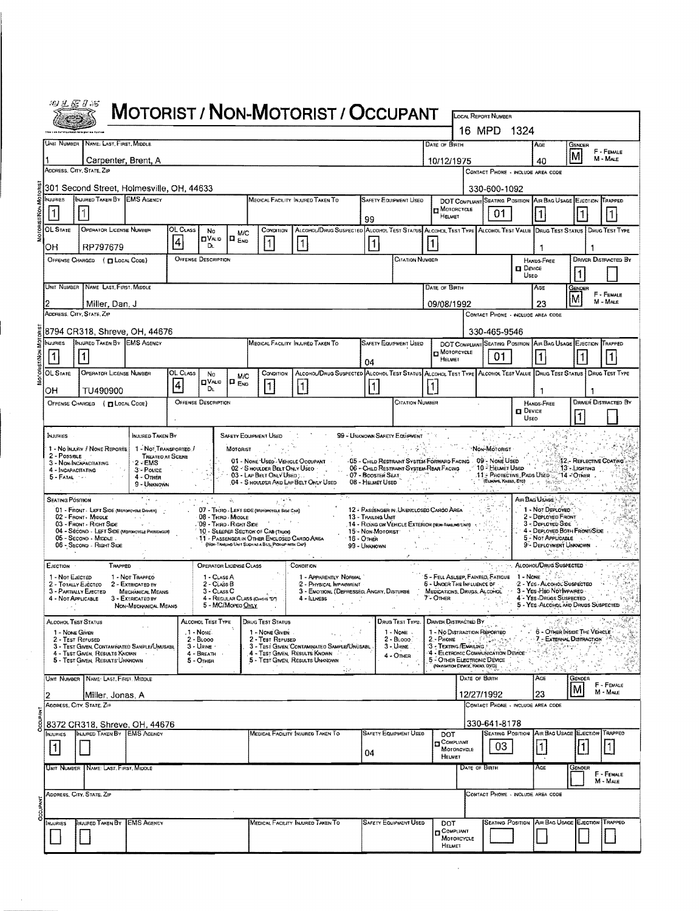# MOTORIST / NON-MOTORIST / OCCUPANT

LOCAL REPORT NUMBER: 16 MPD 1324

## MOTORIST/NON-MOTORIST

| UNIT NUMBER | NAME: LAST, FIRST, MIDDLE | DATE OF BIRTH | AGE | GENDER |
|---|---|---|---|---|
| 1 | Carpenter, Brent, A | 10/12/1975 | 40 | M |

ADDRESS, CITY, STATE, ZIP: 301 Second Street, Holmesville, OH, 44633

CONTACT PHONE - INCLUDE AREA CODE: 330-600-1092

| INJURIES | INJURED TAKEN BY | EMS AGENCY | MEDICAL FACILITY INJURED TAKEN TO | SAFETY EQUIPMENT USED | DOT COMPLIANT MOTORCYCLE HELMET | SEATING POSITION | AIR BAG USAGE | EJECTION | TRAPPED |
|---|---|---|---|---|---|---|---|---|---|
| 1 | 1 | | | 99 | | 01 | 1 | 1 | 1 |

| OL STATE | OPERATOR LICENSE NUMBER | OL CLASS | NO VALID DL | M/C END | CONDITION | ALCOHOL/DRUG SUSPECTED | ALCOHOL TEST STATUS | ALCOHOL TEST TYPE | ALCOHOL TEST VALUE | DRUG TEST STATUS | DRUG TEST TYPE |
|---|---|---|---|---|---|---|---|---|---|---|---|
| OH | RP797679 | 4 | | | 1 | 1 | 1 | 1 | | 1 | 1 |

| OFFENSE CHARGED (LOCAL CODE) | OFFENSE DESCRIPTION | CITATION NUMBER | HANDS-FREE DEVICE USED | DRIVER DISTRACTED BY |
|---|---|---|---|---|
| | | | | 1 |

| UNIT NUMBER | NAME: LAST, FIRST, MIDDLE | DATE OF BIRTH | AGE | GENDER |
|---|---|---|---|---|
| 2 | Miller, Dan, J | 09/08/1992 | 23 | M |

ADDRESS, CITY, STATE, ZIP: 8794 CR318, Shreve, OH, 44676

CONTACT PHONE - INCLUDE AREA CODE: 330-465-9546

| INJURIES | INJURED TAKEN BY | EMS AGENCY | MEDICAL FACILITY INJURED TAKEN TO | SAFETY EQUIPMENT USED | DOT COMPLIANT MOTORCYCLE HELMET | SEATING POSITION | AIR BAG USAGE | EJECTION | TRAPPED |
|---|---|---|---|---|---|---|---|---|---|
| 1 | 1 | | | 04 | | 01 | 1 | 1 | 1 |

| OL STATE | OPERATOR LICENSE NUMBER | OL CLASS | NO VALID DL | M/C END | CONDITION | ALCOHOL/DRUG SUSPECTED | ALCOHOL TEST STATUS | ALCOHOL TEST TYPE | ALCOHOL TEST VALUE | DRUG TEST STATUS | DRUG TEST TYPE |
|---|---|---|---|---|---|---|---|---|---|---|---|
| OH | TU490900 | 4 | | | 1 | 1 | 1 | 1 | | 1 | 1 |

| OFFENSE CHARGED (LOCAL CODE) | OFFENSE DESCRIPTION | CITATION NUMBER | HANDS-FREE DEVICE USED | DRIVER DISTRACTED BY |
|---|---|---|---|---|
| | | | | 1 |

## CODES

**INJURIES:** 1 - No Injury / None Reported; 2 - Possible; 3 - Non-Incapacitating; 4 - Incapacitating; 5 - Fatal

**INJURED TAKEN BY:** 1 - Not Transported / Treated at Scene; 2 - EMS; 3 - Police; 4 - Other; 9 - Unknown

**SAFETY EQUIPMENT USED:**
- Motorist: 01 - None Used - Vehicle Occupant; 02 - Shoulder Belt Only Used; 03 - Lap Belt Only Used; 04 - Shoulder and Lap Belt Only Used; 05 - Child Restraint System Forward Facing; 06 - Child Restraint System-Rear Facing; 07 - Booster Seat; 08 - Helmet Used; 99 - Unknown Safety Equipment
- Non-Motorist: 09 - None Used; 10 - Helmet Used; 11 - Protective Pads Used (Elbows, Knees, Etc); 12 - Reflective Coating; 13 - Lighting; 14 - Other

**SEATING POSITION:** 01 - Front - Left Side (Motorcycle Driver); 02 - Front - Middle; 03 - Front - Right Side; 04 - Second - Left Side (Motorcycle Passenger); 05 - Second - Middle; 06 - Second - Right Side; 07 - Third - Left Side (Motorcycle Side Car); 08 - Third - Middle; 09 - Third - Right Side; 10 - Sleeper Section of Cab (Truck); 11 - Passenger in Other Enclosed Cargo Area (Non-Trailing Unit Such as a Bus, Pick-up with Cap); 12 - Passenger in Unenclosed Cargo Area; 13 - Trailing Unit; 14 - Riding on Vehicle Exterior (Non-Trailing Unit); 15 - Non-Motorist; 16 - Other; 99 - Unknown

**AIR BAG USAGE:** 1 - Not Deployed; 2 - Deployed Front; 3 - Deployed Side; 4 - Deployed Both Front/Side; 5 - Not Applicable; 9 - Deployment Unknown

**EJECTION:** 1 - Not Ejected; 2 - Totally Ejected; 3 - Partially Ejected; 4 - Not Applicable

**TRAPPED:** 1 - Not Trapped; 2 - Extricated by Mechanical Means; 3 - Extricated by Non-Mechanical Means

**OPERATOR LICENSE CLASS:** 1 - Class A; 2 - Class B; 3 - Class C; 4 - Regular Class (Ohio's "D"); 5 - MC/Moped Only

**CONDITION:** 1 - Apparently Normal; 2 - Physical Impairment; 3 - Emotional (Depressed, Angry, Disturbed); 4 - Illness; 5 - Fell Asleep, Fainted, Fatigue; 6 - Under the Influence of Medications, Drugs, Alcohol; 7 - Other

**ALCOHOL/DRUG SUSPECTED:** 1 - None; 2 - Yes - Alcohol Suspected; 3 - Yes - HBD Not Impaired; 4 - Yes - Drugs Suspected; 5 - Yes - Alcohol and Drugs Suspected

**ALCOHOL TEST STATUS:** 1 - None Given; 2 - Test Refused; 3 - Test Given, Contaminated Sample/Unusable; 4 - Test Given, Results Known; 5 - Test Given, Results Unknown

**ALCOHOL TEST TYPE:** 1 - None; 2 - Blood; 3 - Urine; 4 - Breath; 5 - Other

**DRUG TEST STATUS:** 1 - None Given; 2 - Test Refused; 3 - Test Given, Contaminated Sample/Unusable; 4 - Test Given, Results Known; 5 - Test Given, Results Unknown

**DRUG TEST TYPE:** 1 - None; 2 - Blood; 3 - Urine; 4 - Other

**DRIVER DISTRACTED BY:** 1 - No Distraction Reported; 2 - Phone; 3 - Texting/Emailing; 4 - Electronic Communication Device; 5 - Other Electronic Device (Navigation Device, Radio, DVD); 6 - Other Inside the Vehicle; 7 - External Distraction

## OCCUPANT

| UNIT NUMBER | NAME: LAST, FIRST, MIDDLE | DATE OF BIRTH | AGE | GENDER |
|---|---|---|---|---|
| 2 | Miller, Jonas, A | 12/27/1992 | 23 | M |

ADDRESS, CITY, STATE, ZIP: 8372 CR318, Shreve, OH, 44676

CONTACT PHONE - INCLUDE AREA CODE: 330-641-8178

| INJURIES | INJURED TAKEN BY | EMS AGENCY | MEDICAL FACILITY INJURED TAKEN TO | SAFETY EQUIPMENT USED | DOT COMPLIANT MOTORCYCLE HELMET | SEATING POSITION | AIR BAG USAGE | EJECTION | TRAPPED |
|---|---|---|---|---|---|---|---|---|---|
| 1 | | | | 04 | | 03 | 1 | 1 | 1 |

| UNIT NUMBER | NAME: LAST, FIRST, MIDDLE | DATE OF BIRTH | AGE | GENDER |
|---|---|---|---|---|
| | | | | |

ADDRESS, CITY, STATE, ZIP:

CONTACT PHONE - INCLUDE AREA CODE:

| INJURIES | INJURED TAKEN BY | EMS AGENCY | MEDICAL FACILITY INJURED TAKEN TO | SAFETY EQUIPMENT USED | DOT COMPLIANT MOTORCYCLE HELMET | SEATING POSITION | AIR BAG USAGE | EJECTION | TRAPPED |
|---|---|---|---|---|---|---|---|---|---|
| | | | | | | | | | |